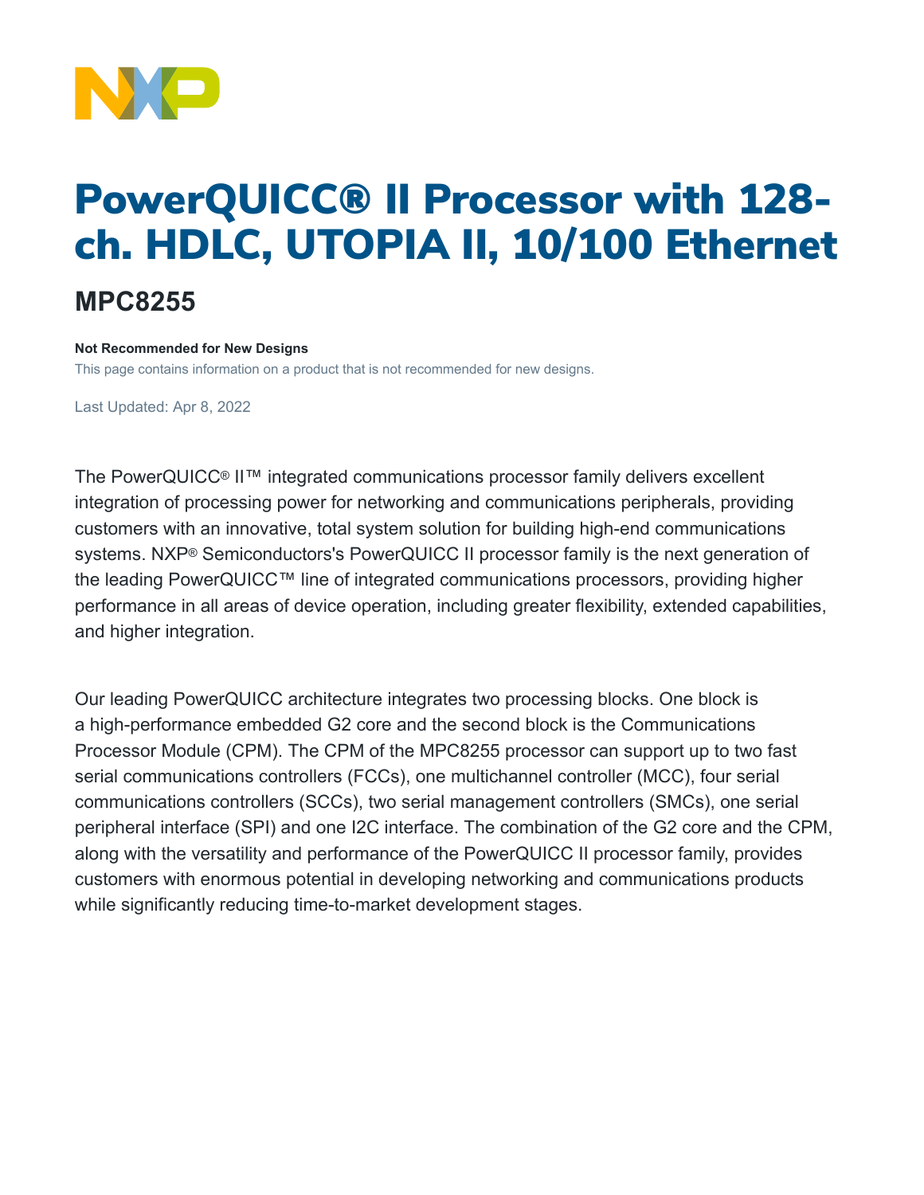# PowerQUICC® II Processor with 128-ch. HDLC, UTOPIA II, 10/100 Ethernet

## MPC8255

**Not Recommended for New Designs**

This page contains information on a product that is not recommended for new designs.

Last Updated: Apr 8, 2022

The PowerQUICC® II™ integrated communications processor family delivers excellent integration of processing power for networking and communications peripherals, providing customers with an innovative, total system solution for building high-end communications systems. NXP® Semiconductors's PowerQUICC II processor family is the next generation of the leading PowerQUICC™ line of integrated communications processors, providing higher performance in all areas of device operation, including greater flexibility, extended capabilities, and higher integration.

Our leading PowerQUICC architecture integrates two processing blocks. One block is a high-performance embedded G2 core and the second block is the Communications Processor Module (CPM). The CPM of the MPC8255 processor can support up to two fast serial communications controllers (FCCs), one multichannel controller (MCC), four serial communications controllers (SCCs), two serial management controllers (SMCs), one serial peripheral interface (SPI) and one I2C interface. The combination of the G2 core and the CPM, along with the versatility and performance of the PowerQUICC II processor family, provides customers with enormous potential in developing networking and communications products while significantly reducing time-to-market development stages.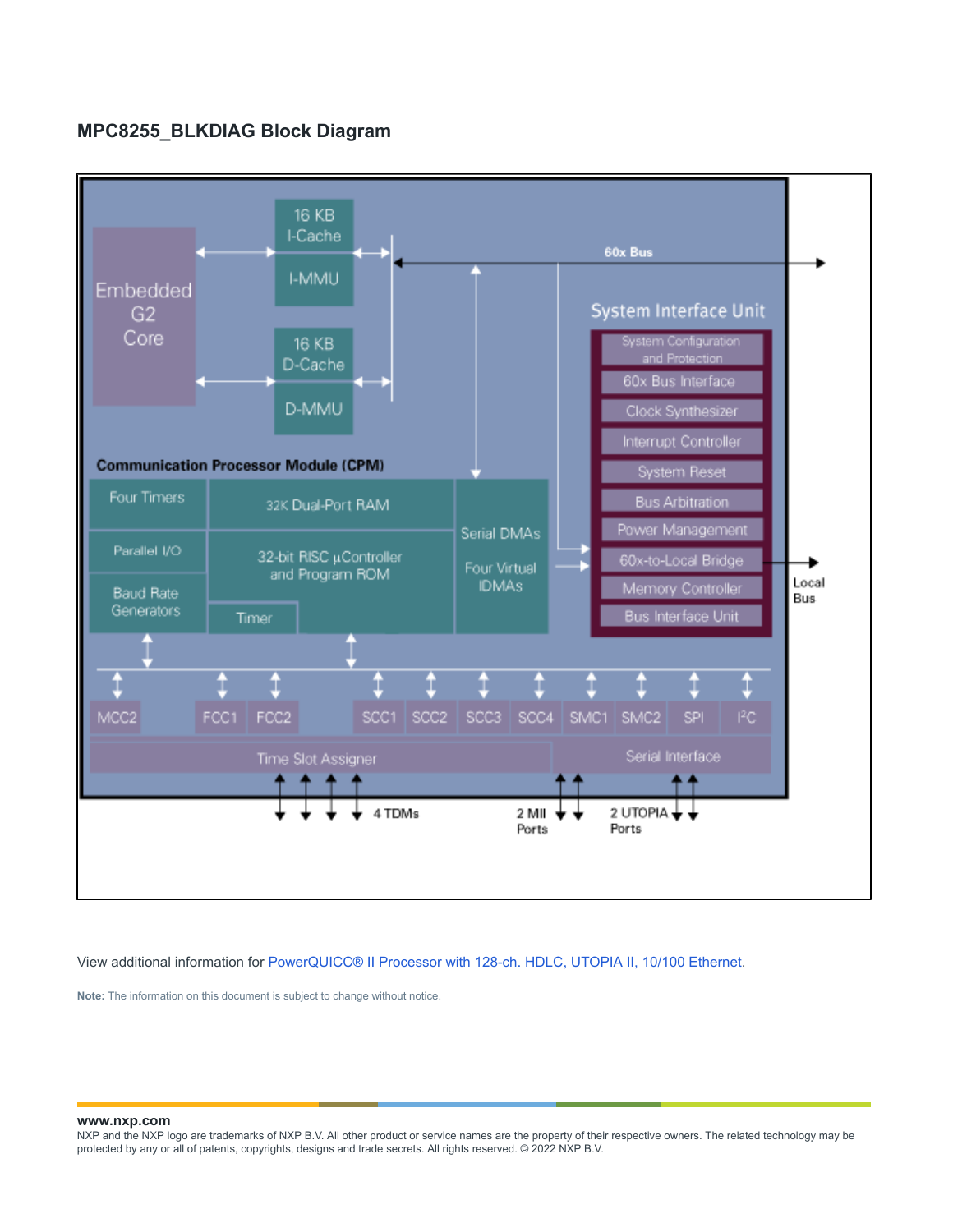## MPC8255_BLKDIAG Block Diagram

16 KB I-Cache
I-MMU
Embedded G2 Core
16 KB D-Cache
D-MMU
60x Bus
System Interface Unit
System Configuration and Protection
60x Bus Interface
Clock Synthesizer
Interrupt Controller
System Reset
Bus Arbitration
Power Management
60x-to-Local Bridge
Memory Controller
Bus Interface Unit
Local Bus
Communication Processor Module (CPM)
Four Timers
32K Dual-Port RAM
Serial DMAs
Four Virtual IDMAs
Parallel I/O
32-bit RISC μController and Program ROM
Baud Rate Generators
Timer
MCC2
FCC1
FCC2
SCC1
SCC2
SCC3
SCC4
SMC1
SMC2
SPI
I²C
Time Slot Assigner
Serial Interface
4 TDMs
2 MII Ports
2 UTOPIA Ports

View additional information for PowerQUICC® II Processor with 128-ch. HDLC, UTOPIA II, 10/100 Ethernet.

**Note:** The information on this document is subject to change without notice.